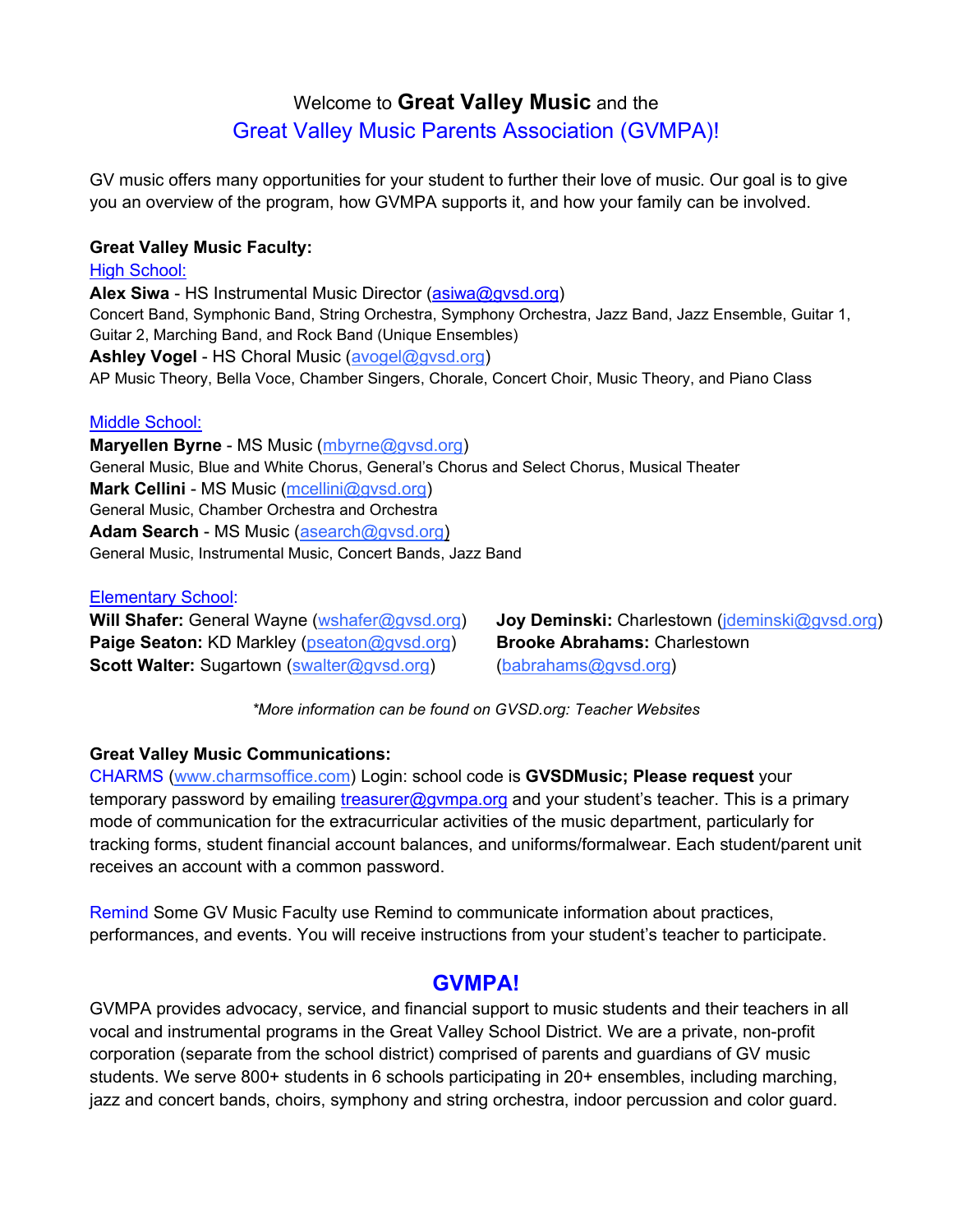# Welcome to **Great Valley Music** and the Great Valley Music Parents Association (GVMPA)!

GV music offers many opportunities for your student to further their love of music. Our goal is to give you an overview of the program, how GVMPA supports it, and how your family can be involved.

**Great Valley Music Faculty:**

High School:

**Alex Siwa** - HS Instrumental Music Director (asiwa@gvsd.org)
Concert Band, Symphonic Band, String Orchestra, Symphony Orchestra, Jazz Band, Jazz Ensemble, Guitar 1, Guitar 2, Marching Band, and Rock Band (Unique Ensembles)

**Ashley Vogel** - HS Choral Music (avogel@gvsd.org)
AP Music Theory, Bella Voce, Chamber Singers, Chorale, Concert Choir, Music Theory, and Piano Class

Middle School:

**Maryellen Byrne** - MS Music (mbyrne@gvsd.org)
General Music, Blue and White Chorus, General's Chorus and Select Chorus, Musical Theater

**Mark Cellini** - MS Music (mcellini@gvsd.org)
General Music, Chamber Orchestra and Orchestra

**Adam Search** - MS Music (asearch@gvsd.org)
General Music, Instrumental Music, Concert Bands, Jazz Band

Elementary School:

**Will Shafer:** General Wayne (wshafer@gvsd.org)
**Paige Seaton:** KD Markley (pseaton@gvsd.org)
**Scott Walter:** Sugartown (swalter@gvsd.org)
**Joy Deminski:** Charlestown (jdeminski@gvsd.org)
**Brooke Abrahams:** Charlestown (babrahams@gvsd.org)

*\*More information can be found on GVSD.org: Teacher Websites*

**Great Valley Music Communications:**

CHARMS (www.charmsoffice.com) Login: school code is **GVSDMusic; Please request** your temporary password by emailing treasurer@gvmpa.org and your student's teacher. This is a primary mode of communication for the extracurricular activities of the music department, particularly for tracking forms, student financial account balances, and uniforms/formalwear. Each student/parent unit receives an account with a common password.

Remind Some GV Music Faculty use Remind to communicate information about practices, performances, and events. You will receive instructions from your student's teacher to participate.

## GVMPA!

GVMPA provides advocacy, service, and financial support to music students and their teachers in all vocal and instrumental programs in the Great Valley School District. We are a private, non-profit corporation (separate from the school district) comprised of parents and guardians of GV music students. We serve 800+ students in 6 schools participating in 20+ ensembles, including marching, jazz and concert bands, choirs, symphony and string orchestra, indoor percussion and color guard.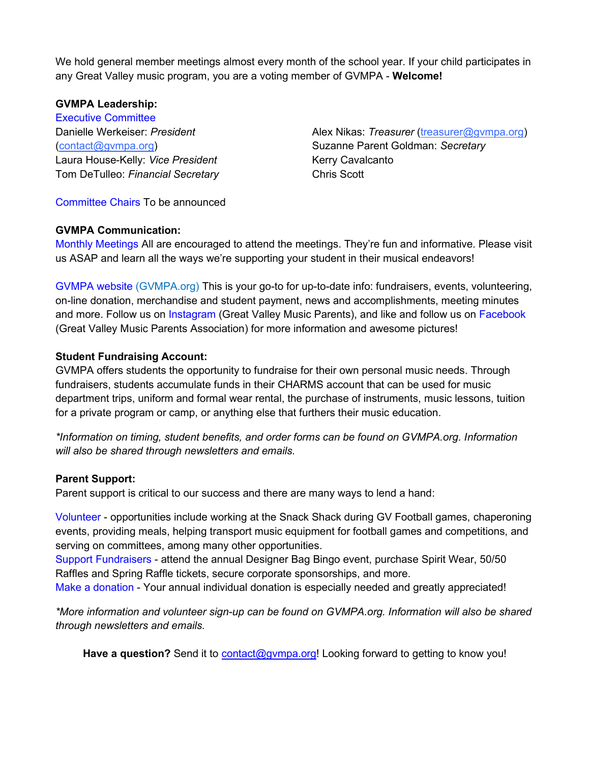We hold general member meetings almost every month of the school year. If your child participates in any Great Valley music program, you are a voting member of GVMPA - **Welcome!**

**GVMPA Leadership:**

Executive Committee

Danielle Werkeiser: *President* (contact@gvmpa.org)
Laura House-Kelly: *Vice President*
Tom DeTulleo: *Financial Secretary*
Alex Nikas: *Treasurer* (treasurer@gvmpa.org)
Suzanne Parent Goldman: *Secretary*
Kerry Cavalcanto
Chris Scott

Committee Chairs To be announced

**GVMPA Communication:**

Monthly Meetings All are encouraged to attend the meetings. They're fun and informative. Please visit us ASAP and learn all the ways we're supporting your student in their musical endeavors!

GVMPA website (GVMPA.org) This is your go-to for up-to-date info: fundraisers, events, volunteering, on-line donation, merchandise and student payment, news and accomplishments, meeting minutes and more. Follow us on Instagram (Great Valley Music Parents), and like and follow us on Facebook (Great Valley Music Parents Association) for more information and awesome pictures!

**Student Fundraising Account:**

GVMPA offers students the opportunity to fundraise for their own personal music needs. Through fundraisers, students accumulate funds in their CHARMS account that can be used for music department trips, uniform and formal wear rental, the purchase of instruments, music lessons, tuition for a private program or camp, or anything else that furthers their music education.

*\*Information on timing, student benefits, and order forms can be found on GVMPA.org. Information will also be shared through newsletters and emails.*

**Parent Support:**

Parent support is critical to our success and there are many ways to lend a hand:

Volunteer - opportunities include working at the Snack Shack during GV Football games, chaperoning events, providing meals, helping transport music equipment for football games and competitions, and serving on committees, among many other opportunities.
Support Fundraisers - attend the annual Designer Bag Bingo event, purchase Spirit Wear, 50/50 Raffles and Spring Raffle tickets, secure corporate sponsorships, and more.
Make a donation - Your annual individual donation is especially needed and greatly appreciated!

*\*More information and volunteer sign-up can be found on GVMPA.org. Information will also be shared through newsletters and emails.*

**Have a question?** Send it to contact@gvmpa.org! Looking forward to getting to know you!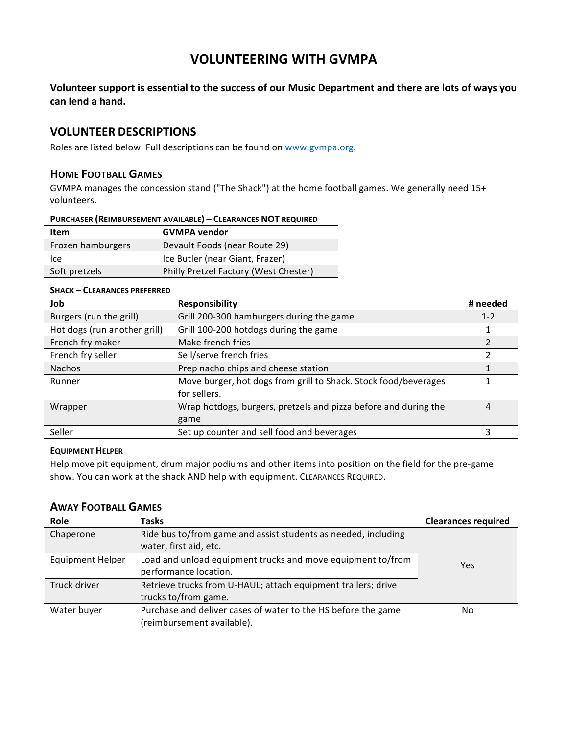# VOLUNTEERING WITH GVMPA

**Volunteer support is essential to the success of our Music Department and there are lots of ways you can lend a hand.**

## VOLUNTEER DESCRIPTIONS

Roles are listed below. Full descriptions can be found on [www.gvmpa.org](www.gvmpa.org).

### HOME FOOTBALL GAMES

GVMPA manages the concession stand ("The Shack") at the home football games. We generally need 15+ volunteers.

**PURCHASER (REIMBURSEMENT AVAILABLE) – CLEARANCES NOT REQUIRED**

| Item | GVMPA vendor |
|---|---|
| Frozen hamburgers | Devault Foods (near Route 29) |
| Ice | Ice Butler (near Giant, Frazer) |
| Soft pretzels | Philly Pretzel Factory (West Chester) |

**SHACK – CLEARANCES PREFERRED**

| Job | Responsibility | # needed |
|---|---|---|
| Burgers (run the grill) | Grill 200-300 hamburgers during the game | 1-2 |
| Hot dogs (run another grill) | Grill 100-200 hotdogs during the game | 1 |
| French fry maker | Make french fries | 2 |
| French fry seller | Sell/serve french fries | 2 |
| Nachos | Prep nacho chips and cheese station | 1 |
| Runner | Move burger, hot dogs from grill to Shack. Stock food/beverages for sellers. | 1 |
| Wrapper | Wrap hotdogs, burgers, pretzels and pizza before and during the game | 4 |
| Seller | Set up counter and sell food and beverages | 3 |

**EQUIPMENT HELPER**

Help move pit equipment, drum major podiums and other items into position on the field for the pre-game show. You can work at the shack AND help with equipment. CLEARANCES REQUIRED.

### AWAY FOOTBALL GAMES

| Role | Tasks | Clearances required |
|---|---|---|
| Chaperone | Ride bus to/from game and assist students as needed, including water, first aid, etc. | Yes |
| Equipment Helper | Load and unload equipment trucks and move equipment to/from performance location. | Yes |
| Truck driver | Retrieve trucks from U-HAUL; attach equipment trailers; drive trucks to/from game. | Yes |
| Water buyer | Purchase and deliver cases of water to the HS before the game (reimbursement available). | No |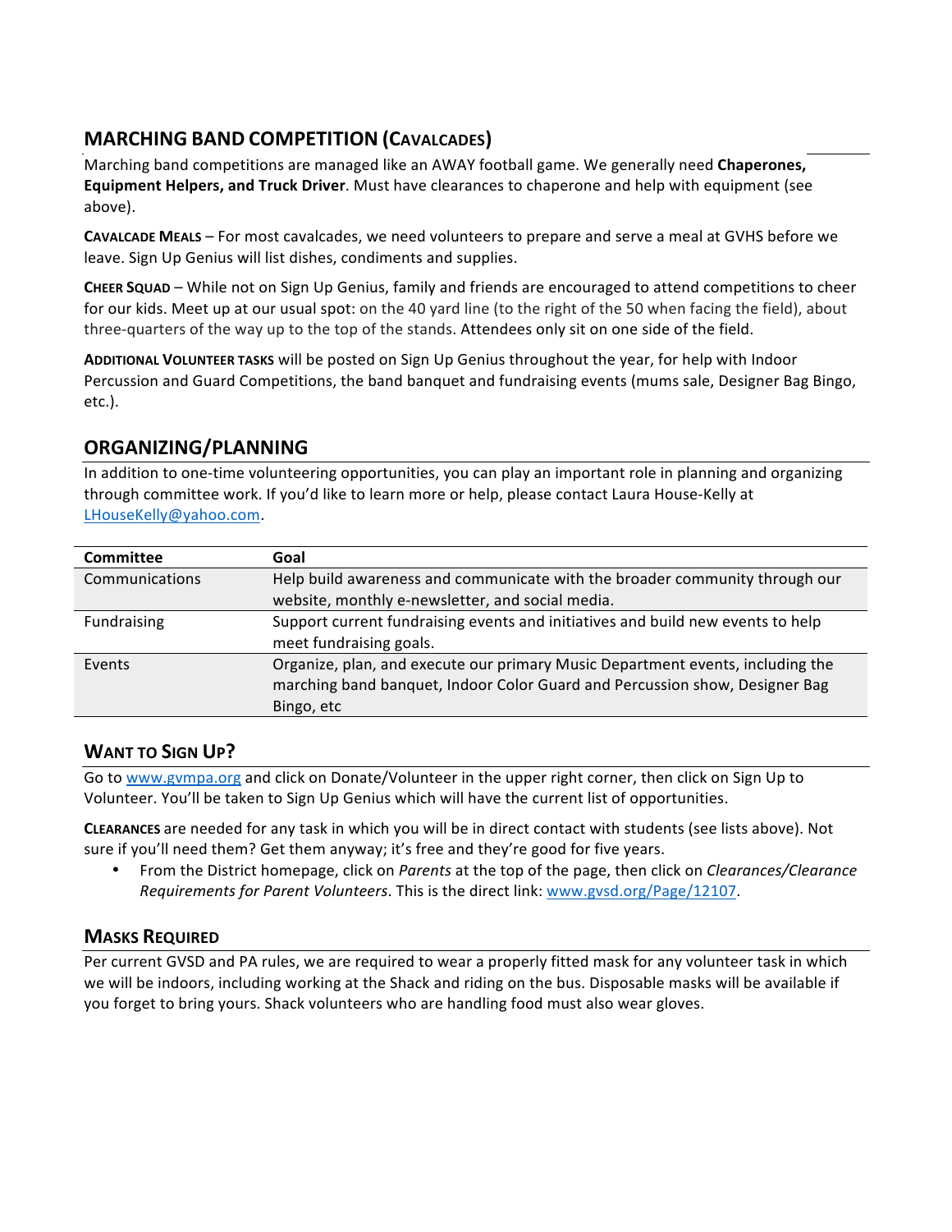## MARCHING BAND COMPETITION (CAVALCADES)

Marching band competitions are managed like an AWAY football game. We generally need **Chaperones, Equipment Helpers, and Truck Driver**. Must have clearances to chaperone and help with equipment (see above).

**CAVALCADE MEALS** – For most cavalcades, we need volunteers to prepare and serve a meal at GVHS before we leave. Sign Up Genius will list dishes, condiments and supplies.

**CHEER SQUAD** – While not on Sign Up Genius, family and friends are encouraged to attend competitions to cheer for our kids. Meet up at our usual spot: on the 40 yard line (to the right of the 50 when facing the field), about three-quarters of the way up to the top of the stands. Attendees only sit on one side of the field.

**ADDITIONAL VOLUNTEER TASKS** will be posted on Sign Up Genius throughout the year, for help with Indoor Percussion and Guard Competitions, the band banquet and fundraising events (mums sale, Designer Bag Bingo, etc.).

## ORGANIZING/PLANNING

In addition to one-time volunteering opportunities, you can play an important role in planning and organizing through committee work. If you'd like to learn more or help, please contact Laura House-Kelly at LHouseKelly@yahoo.com.

| Committee | Goal |
|---|---|
| Communications | Help build awareness and communicate with the broader community through our website, monthly e-newsletter, and social media. |
| Fundraising | Support current fundraising events and initiatives and build new events to help meet fundraising goals. |
| Events | Organize, plan, and execute our primary Music Department events, including the marching band banquet, Indoor Color Guard and Percussion show, Designer Bag Bingo, etc |

### WANT TO SIGN UP?

Go to www.gvmpa.org and click on Donate/Volunteer in the upper right corner, then click on Sign Up to Volunteer. You'll be taken to Sign Up Genius which will have the current list of opportunities.

**CLEARANCES** are needed for any task in which you will be in direct contact with students (see lists above). Not sure if you'll need them? Get them anyway; it's free and they're good for five years.

- From the District homepage, click on *Parents* at the top of the page, then click on *Clearances/Clearance Requirements for Parent Volunteers*. This is the direct link: www.gvsd.org/Page/12107.

### MASKS REQUIRED

Per current GVSD and PA rules, we are required to wear a properly fitted mask for any volunteer task in which we will be indoors, including working at the Shack and riding on the bus. Disposable masks will be available if you forget to bring yours. Shack volunteers who are handling food must also wear gloves.